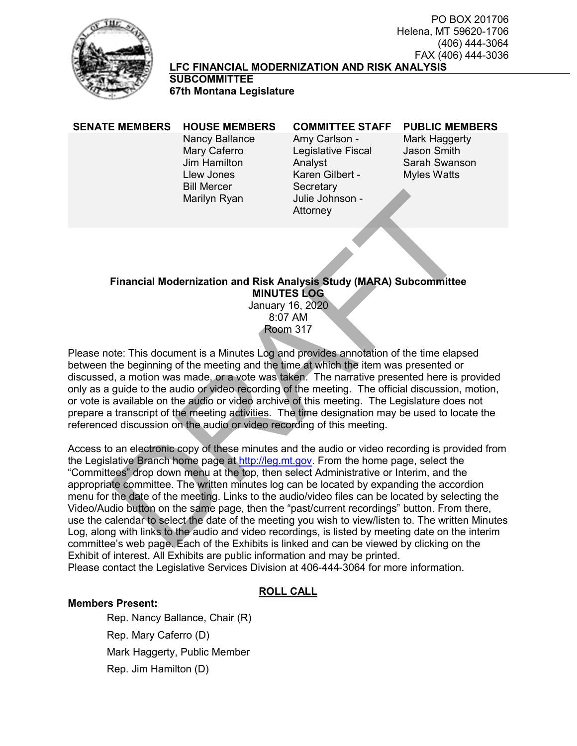PO BOX 201706
Helena, MT 59620-1706
(406) 444-3064
FAX (406) 444-3036

**LFC FINANCIAL MODERNIZATION AND RISK ANALYSIS SUBCOMMITTEE**
**67th Montana Legislature**

| SENATE MEMBERS | HOUSE MEMBERS | COMMITTEE STAFF | PUBLIC MEMBERS |
|---|---|---|---|
| | Nancy Ballance<br>Mary Caferro<br>Jim Hamilton<br>Llew Jones<br>Bill Mercer<br>Marilyn Ryan | Amy Carlson - Legislative Fiscal Analyst<br>Karen Gilbert - Secretary<br>Julie Johnson - Attorney | Mark Haggerty<br>Jason Smith<br>Sarah Swanson<br>Myles Watts |

**Financial Modernization and Risk Analysis Study (MARA) Subcommittee**
**MINUTES LOG**
January 16, 2020
8:07 AM
Room 317

Please note: This document is a Minutes Log and provides annotation of the time elapsed between the beginning of the meeting and the time at which the item was presented or discussed, a motion was made, or a vote was taken. The narrative presented here is provided only as a guide to the audio or video recording of the meeting. The official discussion, motion, or vote is available on the audio or video archive of this meeting. The Legislature does not prepare a transcript of the meeting activities. The time designation may be used to locate the referenced discussion on the audio or video recording of this meeting.

Access to an electronic copy of these minutes and the audio or video recording is provided from the Legislative Branch home page at http://leg.mt.gov. From the home page, select the "Committees" drop down menu at the top, then select Administrative or Interim, and the appropriate committee. The written minutes log can be located by expanding the accordion menu for the date of the meeting. Links to the audio/video files can be located by selecting the Video/Audio button on the same page, then the "past/current recordings" button. From there, use the calendar to select the date of the meeting you wish to view/listen to. The written Minutes Log, along with links to the audio and video recordings, is listed by meeting date on the interim committee's web page. Each of the Exhibits is linked and can be viewed by clicking on the Exhibit of interest. All Exhibits are public information and may be printed.
Please contact the Legislative Services Division at 406-444-3064 for more information.

## ROLL CALL

**Members Present:**

- Rep. Nancy Ballance, Chair (R)
- Rep. Mary Caferro (D)
- Mark Haggerty, Public Member
- Rep. Jim Hamilton (D)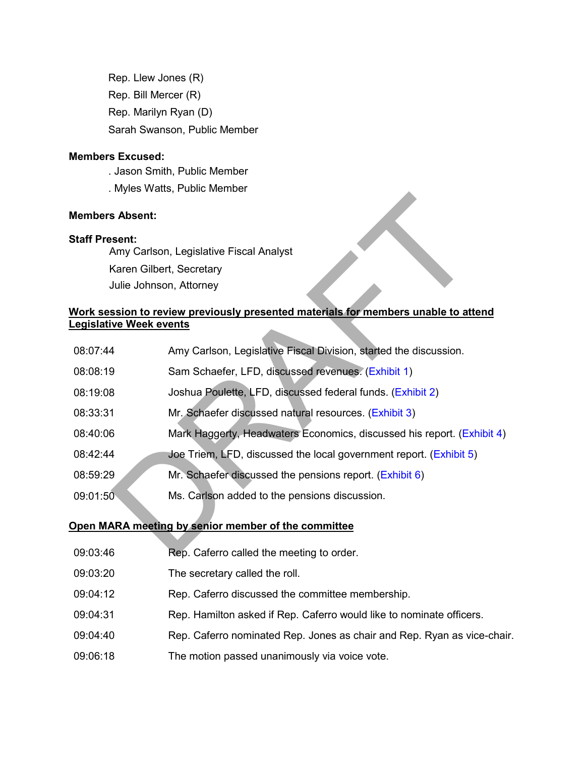Rep. Llew Jones (R)

Rep. Bill Mercer (R)

Rep. Marilyn Ryan (D)

Sarah Swanson, Public Member

**Members Excused:**

. Jason Smith, Public Member

. Myles Watts, Public Member

**Members Absent:**

**Staff Present:**

Amy Carlson, Legislative Fiscal Analyst

Karen Gilbert, Secretary

Julie Johnson, Attorney

**Work session to review previously presented materials for members unable to attend Legislative Week events**

| | |
|---|---|
| 08:07:44 | Amy Carlson, Legislative Fiscal Division, started the discussion. |
| 08:08:19 | Sam Schaefer, LFD, discussed revenues. (Exhibit 1) |
| 08:19:08 | Joshua Poulette, LFD, discussed federal funds. (Exhibit 2) |
| 08:33:31 | Mr. Schaefer discussed natural resources. (Exhibit 3) |
| 08:40:06 | Mark Haggerty, Headwaters Economics, discussed his report. (Exhibit 4) |
| 08:42:44 | Joe Triem, LFD, discussed the local government report. (Exhibit 5) |
| 08:59:29 | Mr. Schaefer discussed the pensions report. (Exhibit 6) |
| 09:01:50 | Ms. Carlson added to the pensions discussion. |

**Open MARA meeting by senior member of the committee**

| | |
|---|---|
| 09:03:46 | Rep. Caferro called the meeting to order. |
| 09:03:20 | The secretary called the roll. |
| 09:04:12 | Rep. Caferro discussed the committee membership. |
| 09:04:31 | Rep. Hamilton asked if Rep. Caferro would like to nominate officers. |
| 09:04:40 | Rep. Caferro nominated Rep. Jones as chair and Rep. Ryan as vice-chair. |
| 09:06:18 | The motion passed unanimously via voice vote. |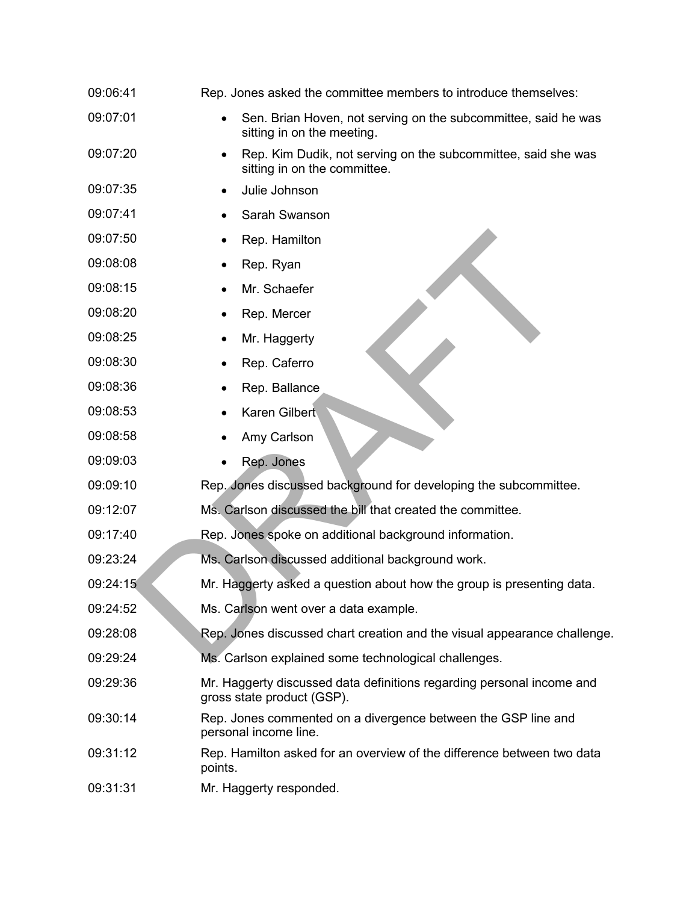| | |
|---|---|
| 09:06:41 | Rep. Jones asked the committee members to introduce themselves: |
| 09:07:01 | • Sen. Brian Hoven, not serving on the subcommittee, said he was sitting in on the meeting. |
| 09:07:20 | • Rep. Kim Dudik, not serving on the subcommittee, said she was sitting in on the committee. |
| 09:07:35 | • Julie Johnson |
| 09:07:41 | • Sarah Swanson |
| 09:07:50 | • Rep. Hamilton |
| 09:08:08 | • Rep. Ryan |
| 09:08:15 | • Mr. Schaefer |
| 09:08:20 | • Rep. Mercer |
| 09:08:25 | • Mr. Haggerty |
| 09:08:30 | • Rep. Caferro |
| 09:08:36 | • Rep. Ballance |
| 09:08:53 | • Karen Gilbert |
| 09:08:58 | • Amy Carlson |
| 09:09:03 | • Rep. Jones |
| 09:09:10 | Rep. Jones discussed background for developing the subcommittee. |
| 09:12:07 | Ms. Carlson discussed the bill that created the committee. |
| 09:17:40 | Rep. Jones spoke on additional background information. |
| 09:23:24 | Ms. Carlson discussed additional background work. |
| 09:24:15 | Mr. Haggerty asked a question about how the group is presenting data. |
| 09:24:52 | Ms. Carlson went over a data example. |
| 09:28:08 | Rep. Jones discussed chart creation and the visual appearance challenge. |
| 09:29:24 | Ms. Carlson explained some technological challenges. |
| 09:29:36 | Mr. Haggerty discussed data definitions regarding personal income and gross state product (GSP). |
| 09:30:14 | Rep. Jones commented on a divergence between the GSP line and personal income line. |
| 09:31:12 | Rep. Hamilton asked for an overview of the difference between two data points. |
| 09:31:31 | Mr. Haggerty responded. |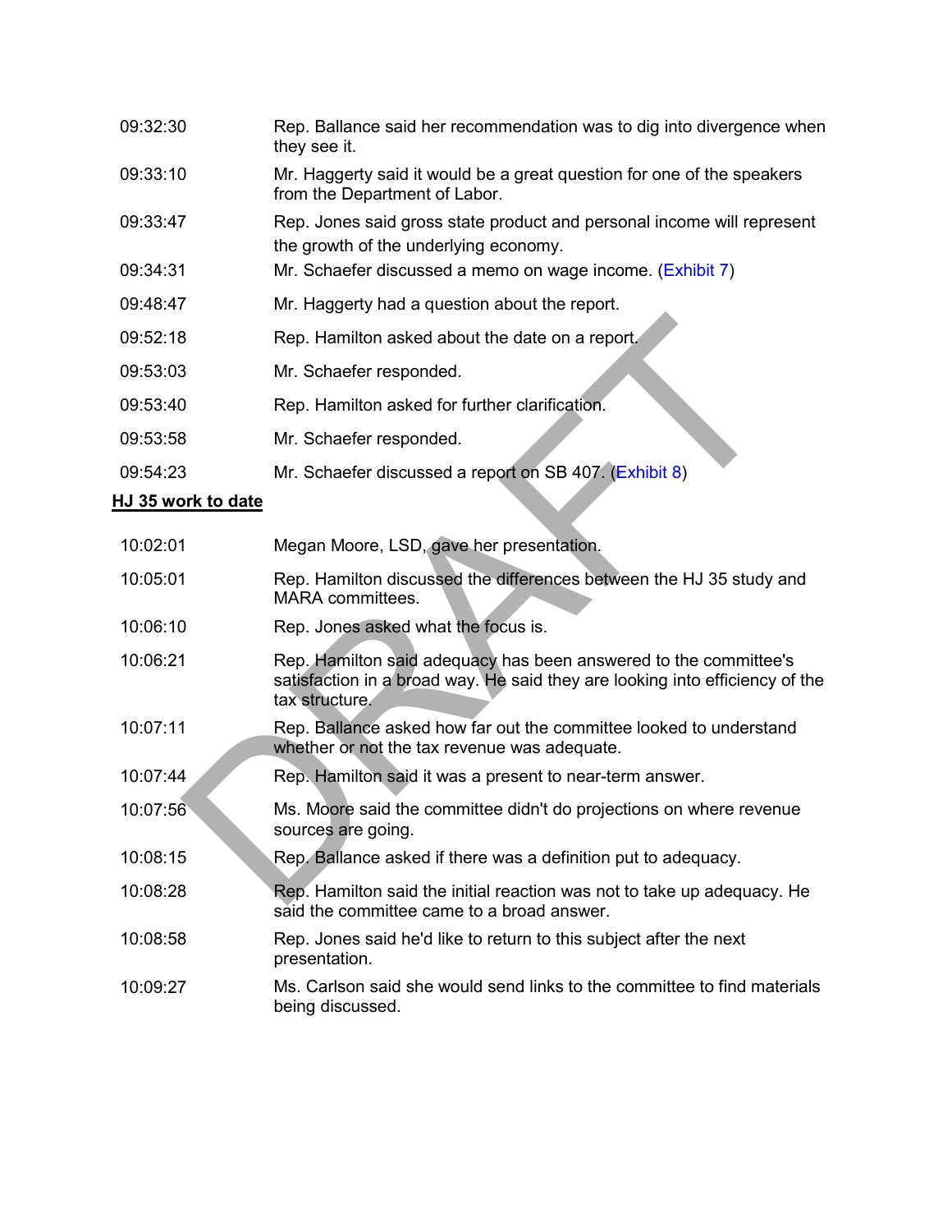| | |
|---|---|
| 09:32:30 | Rep. Ballance said her recommendation was to dig into divergence when they see it. |
| 09:33:10 | Mr. Haggerty said it would be a great question for one of the speakers from the Department of Labor. |
| 09:33:47 | Rep. Jones said gross state product and personal income will represent the growth of the underlying economy. |
| 09:34:31 | Mr. Schaefer discussed a memo on wage income. (Exhibit 7) |
| 09:48:47 | Mr. Haggerty had a question about the report. |
| 09:52:18 | Rep. Hamilton asked about the date on a report. |
| 09:53:03 | Mr. Schaefer responded. |
| 09:53:40 | Rep. Hamilton asked for further clarification. |
| 09:53:58 | Mr. Schaefer responded. |
| 09:54:23 | Mr. Schaefer discussed a report on SB 407. (Exhibit 8) |

**HJ 35 work to date**

| | |
|---|---|
| 10:02:01 | Megan Moore, LSD, gave her presentation. |
| 10:05:01 | Rep. Hamilton discussed the differences between the HJ 35 study and MARA committees. |
| 10:06:10 | Rep. Jones asked what the focus is. |
| 10:06:21 | Rep. Hamilton said adequacy has been answered to the committee's satisfaction in a broad way. He said they are looking into efficiency of the tax structure. |
| 10:07:11 | Rep. Ballance asked how far out the committee looked to understand whether or not the tax revenue was adequate. |
| 10:07:44 | Rep. Hamilton said it was a present to near-term answer. |
| 10:07:56 | Ms. Moore said the committee didn't do projections on where revenue sources are going. |
| 10:08:15 | Rep. Ballance asked if there was a definition put to adequacy. |
| 10:08:28 | Rep. Hamilton said the initial reaction was not to take up adequacy. He said the committee came to a broad answer. |
| 10:08:58 | Rep. Jones said he'd like to return to this subject after the next presentation. |
| 10:09:27 | Ms. Carlson said she would send links to the committee to find materials being discussed. |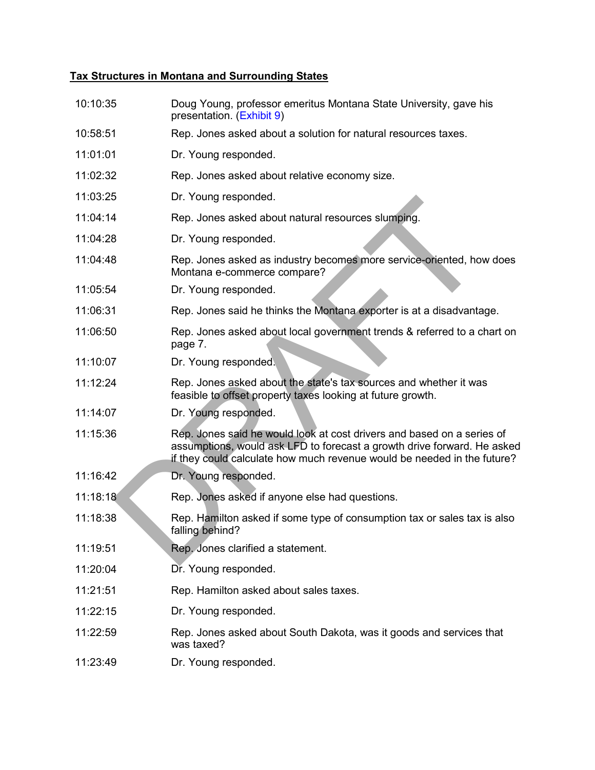**Tax Structures in Montana and Surrounding States**

| | |
|---|---|
| 10:10:35 | Doug Young, professor emeritus Montana State University, gave his presentation. (Exhibit 9) |
| 10:58:51 | Rep. Jones asked about a solution for natural resources taxes. |
| 11:01:01 | Dr. Young responded. |
| 11:02:32 | Rep. Jones asked about relative economy size. |
| 11:03:25 | Dr. Young responded. |
| 11:04:14 | Rep. Jones asked about natural resources slumping. |
| 11:04:28 | Dr. Young responded. |
| 11:04:48 | Rep. Jones asked as industry becomes more service-oriented, how does Montana e-commerce compare? |
| 11:05:54 | Dr. Young responded. |
| 11:06:31 | Rep. Jones said he thinks the Montana exporter is at a disadvantage. |
| 11:06:50 | Rep. Jones asked about local government trends & referred to a chart on page 7. |
| 11:10:07 | Dr. Young responded. |
| 11:12:24 | Rep. Jones asked about the state's tax sources and whether it was feasible to offset property taxes looking at future growth. |
| 11:14:07 | Dr. Young responded. |
| 11:15:36 | Rep. Jones said he would look at cost drivers and based on a series of assumptions, would ask LFD to forecast a growth drive forward. He asked if they could calculate how much revenue would be needed in the future? |
| 11:16:42 | Dr. Young responded. |
| 11:18:18 | Rep. Jones asked if anyone else had questions. |
| 11:18:38 | Rep. Hamilton asked if some type of consumption tax or sales tax is also falling behind? |
| 11:19:51 | Rep. Jones clarified a statement. |
| 11:20:04 | Dr. Young responded. |
| 11:21:51 | Rep. Hamilton asked about sales taxes. |
| 11:22:15 | Dr. Young responded. |
| 11:22:59 | Rep. Jones asked about South Dakota, was it goods and services that was taxed? |
| 11:23:49 | Dr. Young responded. |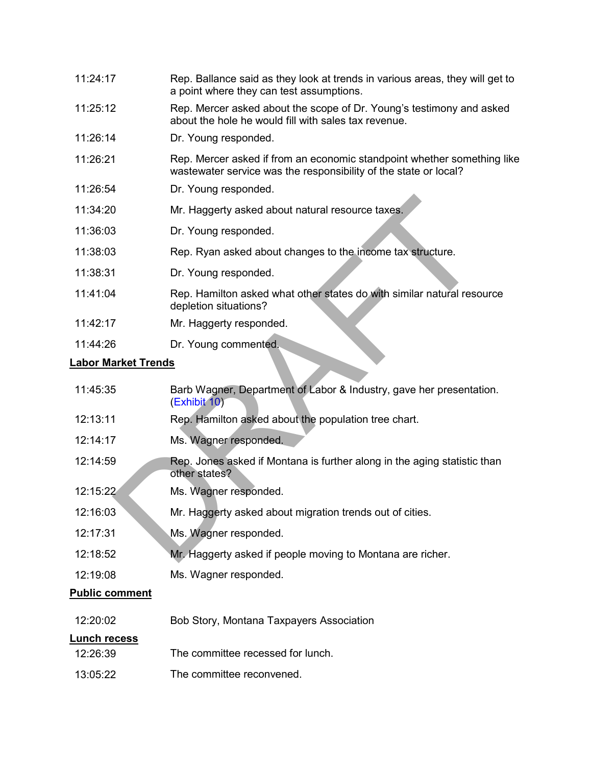| | |
|---|---|
| 11:24:17 | Rep. Ballance said as they look at trends in various areas, they will get to a point where they can test assumptions. |
| 11:25:12 | Rep. Mercer asked about the scope of Dr. Young's testimony and asked about the hole he would fill with sales tax revenue. |
| 11:26:14 | Dr. Young responded. |
| 11:26:21 | Rep. Mercer asked if from an economic standpoint whether something like wastewater service was the responsibility of the state or local? |
| 11:26:54 | Dr. Young responded. |
| 11:34:20 | Mr. Haggerty asked about natural resource taxes. |
| 11:36:03 | Dr. Young responded. |
| 11:38:03 | Rep. Ryan asked about changes to the income tax structure. |
| 11:38:31 | Dr. Young responded. |
| 11:41:04 | Rep. Hamilton asked what other states do with similar natural resource depletion situations? |
| 11:42:17 | Mr. Haggerty responded. |
| 11:44:26 | Dr. Young commented. |

**Labor Market Trends**

| | |
|---|---|
| 11:45:35 | Barb Wagner, Department of Labor & Industry, gave her presentation. (Exhibit 10) |
| 12:13:11 | Rep. Hamilton asked about the population tree chart. |
| 12:14:17 | Ms. Wagner responded. |
| 12:14:59 | Rep. Jones asked if Montana is further along in the aging statistic than other states? |
| 12:15:22 | Ms. Wagner responded. |
| 12:16:03 | Mr. Haggerty asked about migration trends out of cities. |
| 12:17:31 | Ms. Wagner responded. |
| 12:18:52 | Mr. Haggerty asked if people moving to Montana are richer. |
| 12:19:08 | Ms. Wagner responded. |

**Public comment**

| | |
|---|---|
| 12:20:02 | Bob Story, Montana Taxpayers Association |

**Lunch recess**

| | |
|---|---|
| 12:26:39 | The committee recessed for lunch. |
| 13:05:22 | The committee reconvened. |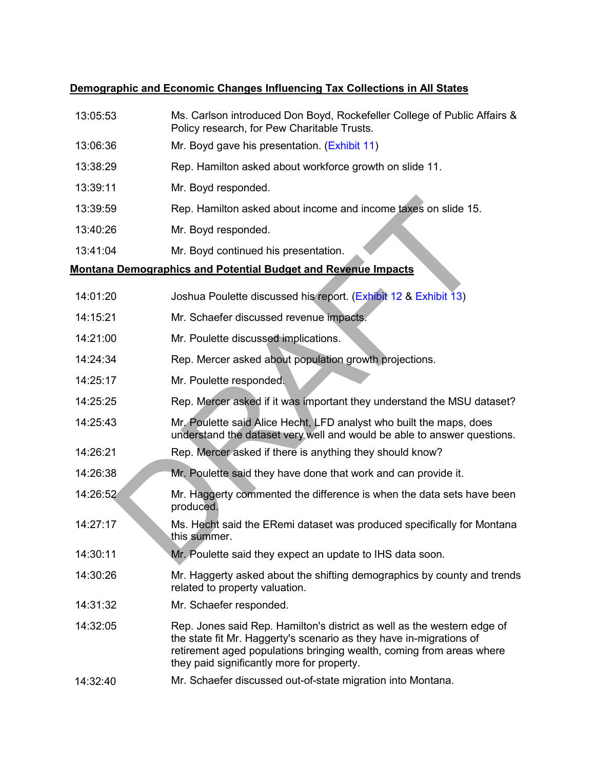**Demographic and Economic Changes Influencing Tax Collections in All States**

| | |
|---|---|
| 13:05:53 | Ms. Carlson introduced Don Boyd, Rockefeller College of Public Affairs & Policy research, for Pew Charitable Trusts. |
| 13:06:36 | Mr. Boyd gave his presentation. (Exhibit 11) |
| 13:38:29 | Rep. Hamilton asked about workforce growth on slide 11. |
| 13:39:11 | Mr. Boyd responded. |
| 13:39:59 | Rep. Hamilton asked about income and income taxes on slide 15. |
| 13:40:26 | Mr. Boyd responded. |
| 13:41:04 | Mr. Boyd continued his presentation. |

**Montana Demographics and Potential Budget and Revenue Impacts**

| | |
|---|---|
| 14:01:20 | Joshua Poulette discussed his report. (Exhibit 12 & Exhibit 13) |
| 14:15:21 | Mr. Schaefer discussed revenue impacts. |
| 14:21:00 | Mr. Poulette discussed implications. |
| 14:24:34 | Rep. Mercer asked about population growth projections. |
| 14:25:17 | Mr. Poulette responded. |
| 14:25:25 | Rep. Mercer asked if it was important they understand the MSU dataset? |
| 14:25:43 | Mr. Poulette said Alice Hecht, LFD analyst who built the maps, does understand the dataset very well and would be able to answer questions. |
| 14:26:21 | Rep. Mercer asked if there is anything they should know? |
| 14:26:38 | Mr. Poulette said they have done that work and can provide it. |
| 14:26:52 | Mr. Haggerty commented the difference is when the data sets have been produced. |
| 14:27:17 | Ms. Hecht said the ERemi dataset was produced specifically for Montana this summer. |
| 14:30:11 | Mr. Poulette said they expect an update to IHS data soon. |
| 14:30:26 | Mr. Haggerty asked about the shifting demographics by county and trends related to property valuation. |
| 14:31:32 | Mr. Schaefer responded. |
| 14:32:05 | Rep. Jones said Rep. Hamilton's district as well as the western edge of the state fit Mr. Haggerty's scenario as they have in-migrations of retirement aged populations bringing wealth, coming from areas where they paid significantly more for property. |
| 14:32:40 | Mr. Schaefer discussed out-of-state migration into Montana. |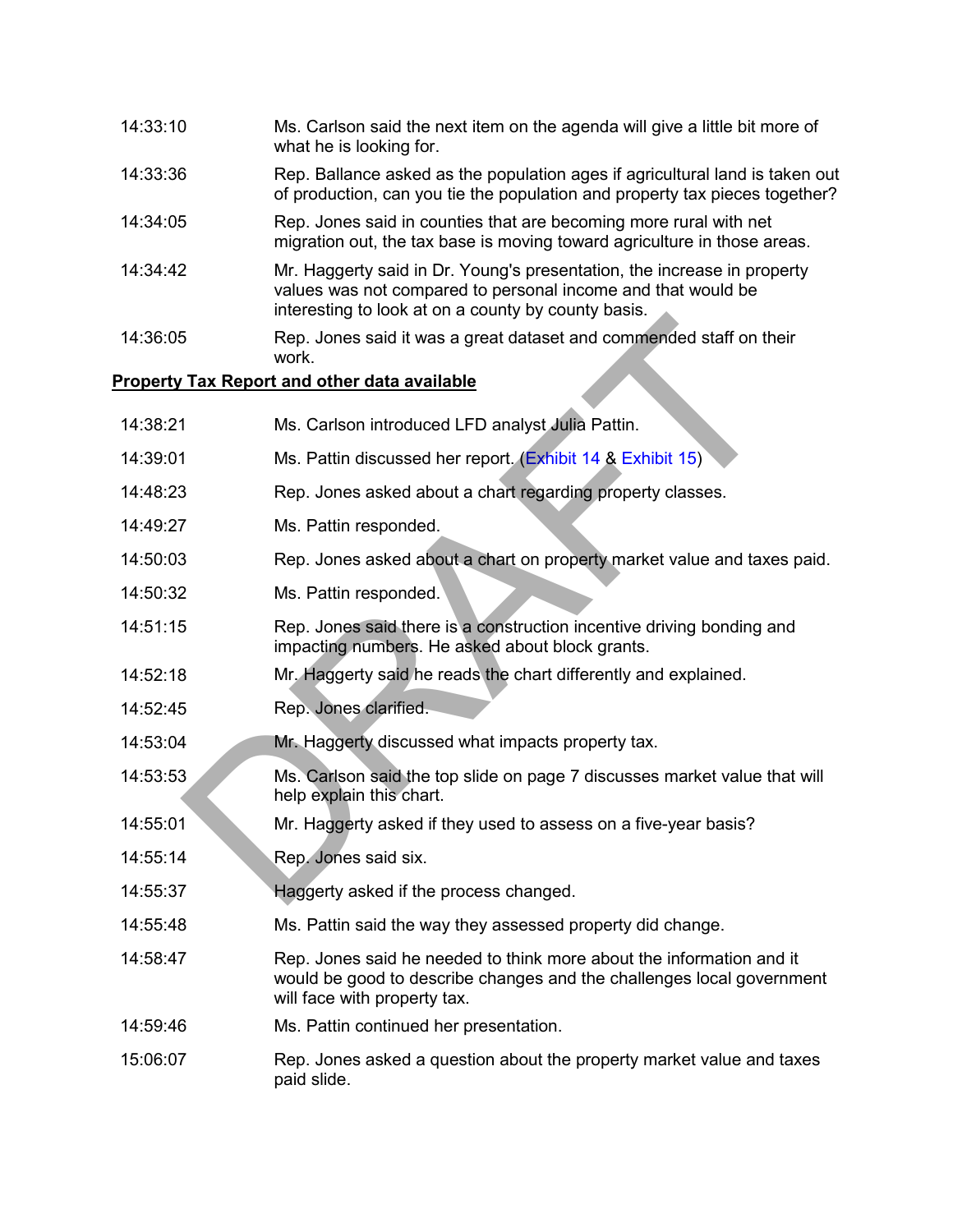| | |
|---|---|
| 14:33:10 | Ms. Carlson said the next item on the agenda will give a little bit more of what he is looking for. |
| 14:33:36 | Rep. Ballance asked as the population ages if agricultural land is taken out of production, can you tie the population and property tax pieces together? |
| 14:34:05 | Rep. Jones said in counties that are becoming more rural with net migration out, the tax base is moving toward agriculture in those areas. |
| 14:34:42 | Mr. Haggerty said in Dr. Young's presentation, the increase in property values was not compared to personal income and that would be interesting to look at on a county by county basis. |
| 14:36:05 | Rep. Jones said it was a great dataset and commended staff on their work. |

**Property Tax Report and other data available**

| | |
|---|---|
| 14:38:21 | Ms. Carlson introduced LFD analyst Julia Pattin. |
| 14:39:01 | Ms. Pattin discussed her report. (Exhibit 14 & Exhibit 15) |
| 14:48:23 | Rep. Jones asked about a chart regarding property classes. |
| 14:49:27 | Ms. Pattin responded. |
| 14:50:03 | Rep. Jones asked about a chart on property market value and taxes paid. |
| 14:50:32 | Ms. Pattin responded. |
| 14:51:15 | Rep. Jones said there is a construction incentive driving bonding and impacting numbers. He asked about block grants. |
| 14:52:18 | Mr. Haggerty said he reads the chart differently and explained. |
| 14:52:45 | Rep. Jones clarified. |
| 14:53:04 | Mr. Haggerty discussed what impacts property tax. |
| 14:53:53 | Ms. Carlson said the top slide on page 7 discusses market value that will help explain this chart. |
| 14:55:01 | Mr. Haggerty asked if they used to assess on a five-year basis? |
| 14:55:14 | Rep. Jones said six. |
| 14:55:37 | Haggerty asked if the process changed. |
| 14:55:48 | Ms. Pattin said the way they assessed property did change. |
| 14:58:47 | Rep. Jones said he needed to think more about the information and it would be good to describe changes and the challenges local government will face with property tax. |
| 14:59:46 | Ms. Pattin continued her presentation. |
| 15:06:07 | Rep. Jones asked a question about the property market value and taxes paid slide. |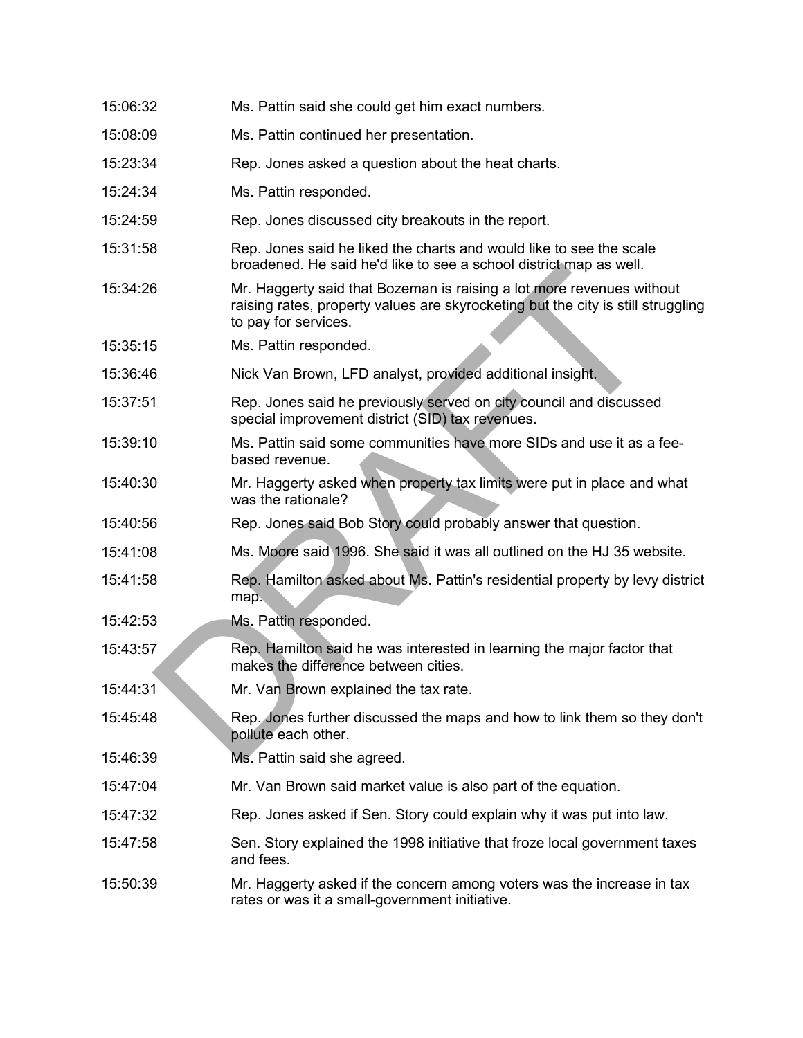| | |
|---|---|
| 15:06:32 | Ms. Pattin said she could get him exact numbers. |
| 15:08:09 | Ms. Pattin continued her presentation. |
| 15:23:34 | Rep. Jones asked a question about the heat charts. |
| 15:24:34 | Ms. Pattin responded. |
| 15:24:59 | Rep. Jones discussed city breakouts in the report. |
| 15:31:58 | Rep. Jones said he liked the charts and would like to see the scale broadened. He said he'd like to see a school district map as well. |
| 15:34:26 | Mr. Haggerty said that Bozeman is raising a lot more revenues without raising rates, property values are skyrocketing but the city is still struggling to pay for services. |
| 15:35:15 | Ms. Pattin responded. |
| 15:36:46 | Nick Van Brown, LFD analyst, provided additional insight. |
| 15:37:51 | Rep. Jones said he previously served on city council and discussed special improvement district (SID) tax revenues. |
| 15:39:10 | Ms. Pattin said some communities have more SIDs and use it as a fee-based revenue. |
| 15:40:30 | Mr. Haggerty asked when property tax limits were put in place and what was the rationale? |
| 15:40:56 | Rep. Jones said Bob Story could probably answer that question. |
| 15:41:08 | Ms. Moore said 1996. She said it was all outlined on the HJ 35 website. |
| 15:41:58 | Rep. Hamilton asked about Ms. Pattin's residential property by levy district map. |
| 15:42:53 | Ms. Pattin responded. |
| 15:43:57 | Rep. Hamilton said he was interested in learning the major factor that makes the difference between cities. |
| 15:44:31 | Mr. Van Brown explained the tax rate. |
| 15:45:48 | Rep. Jones further discussed the maps and how to link them so they don't pollute each other. |
| 15:46:39 | Ms. Pattin said she agreed. |
| 15:47:04 | Mr. Van Brown said market value is also part of the equation. |
| 15:47:32 | Rep. Jones asked if Sen. Story could explain why it was put into law. |
| 15:47:58 | Sen. Story explained the 1998 initiative that froze local government taxes and fees. |
| 15:50:39 | Mr. Haggerty asked if the concern among voters was the increase in tax rates or was it a small-government initiative. |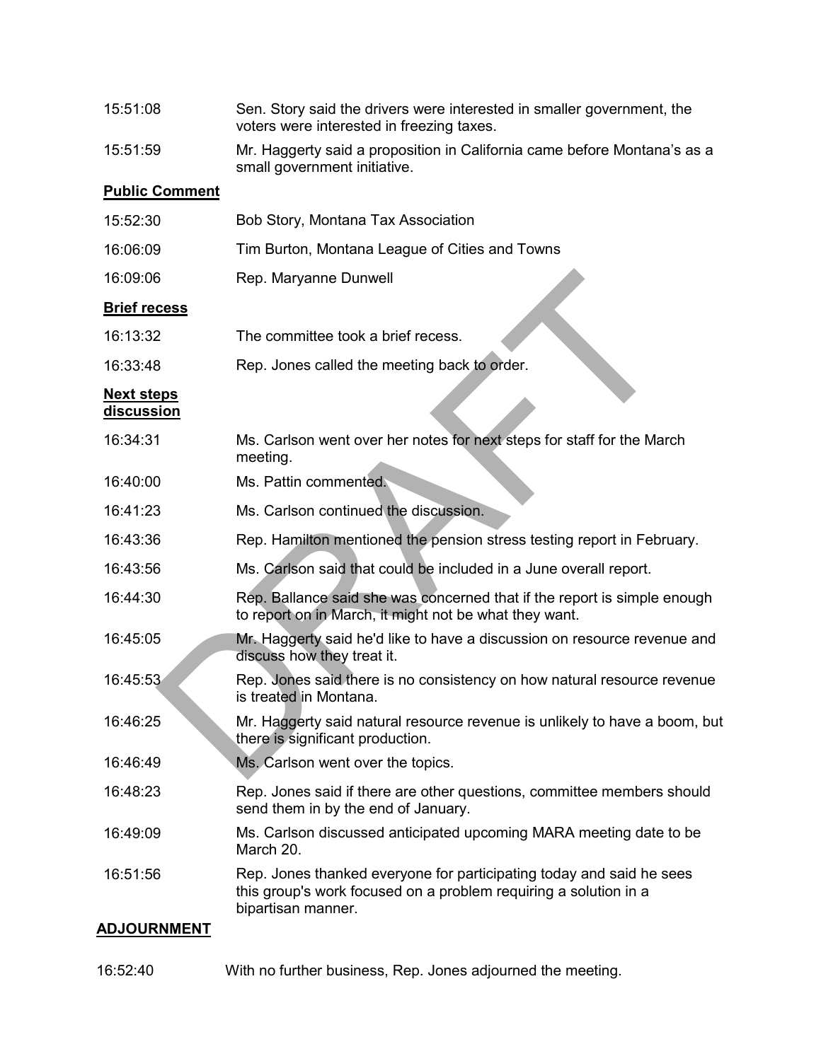| | |
|---|---|
| 15:51:08 | Sen. Story said the drivers were interested in smaller government, the voters were interested in freezing taxes. |
| 15:51:59 | Mr. Haggerty said a proposition in California came before Montana's as a small government initiative. |

**Public Comment**

| | |
|---|---|
| 15:52:30 | Bob Story, Montana Tax Association |
| 16:06:09 | Tim Burton, Montana League of Cities and Towns |
| 16:09:06 | Rep. Maryanne Dunwell |

**Brief recess**

| | |
|---|---|
| 16:13:32 | The committee took a brief recess. |
| 16:33:48 | Rep. Jones called the meeting back to order. |

**Next steps discussion**

| | |
|---|---|
| 16:34:31 | Ms. Carlson went over her notes for next steps for staff for the March meeting. |
| 16:40:00 | Ms. Pattin commented. |
| 16:41:23 | Ms. Carlson continued the discussion. |
| 16:43:36 | Rep. Hamilton mentioned the pension stress testing report in February. |
| 16:43:56 | Ms. Carlson said that could be included in a June overall report. |
| 16:44:30 | Rep. Ballance said she was concerned that if the report is simple enough to report on in March, it might not be what they want. |
| 16:45:05 | Mr. Haggerty said he'd like to have a discussion on resource revenue and discuss how they treat it. |
| 16:45:53 | Rep. Jones said there is no consistency on how natural resource revenue is treated in Montana. |
| 16:46:25 | Mr. Haggerty said natural resource revenue is unlikely to have a boom, but there is significant production. |
| 16:46:49 | Ms. Carlson went over the topics. |
| 16:48:23 | Rep. Jones said if there are other questions, committee members should send them in by the end of January. |
| 16:49:09 | Ms. Carlson discussed anticipated upcoming MARA meeting date to be March 20. |
| 16:51:56 | Rep. Jones thanked everyone for participating today and said he sees this group's work focused on a problem requiring a solution in a bipartisan manner. |

**ADJOURNMENT**

| | |
|---|---|
| 16:52:40 | With no further business, Rep. Jones adjourned the meeting. |